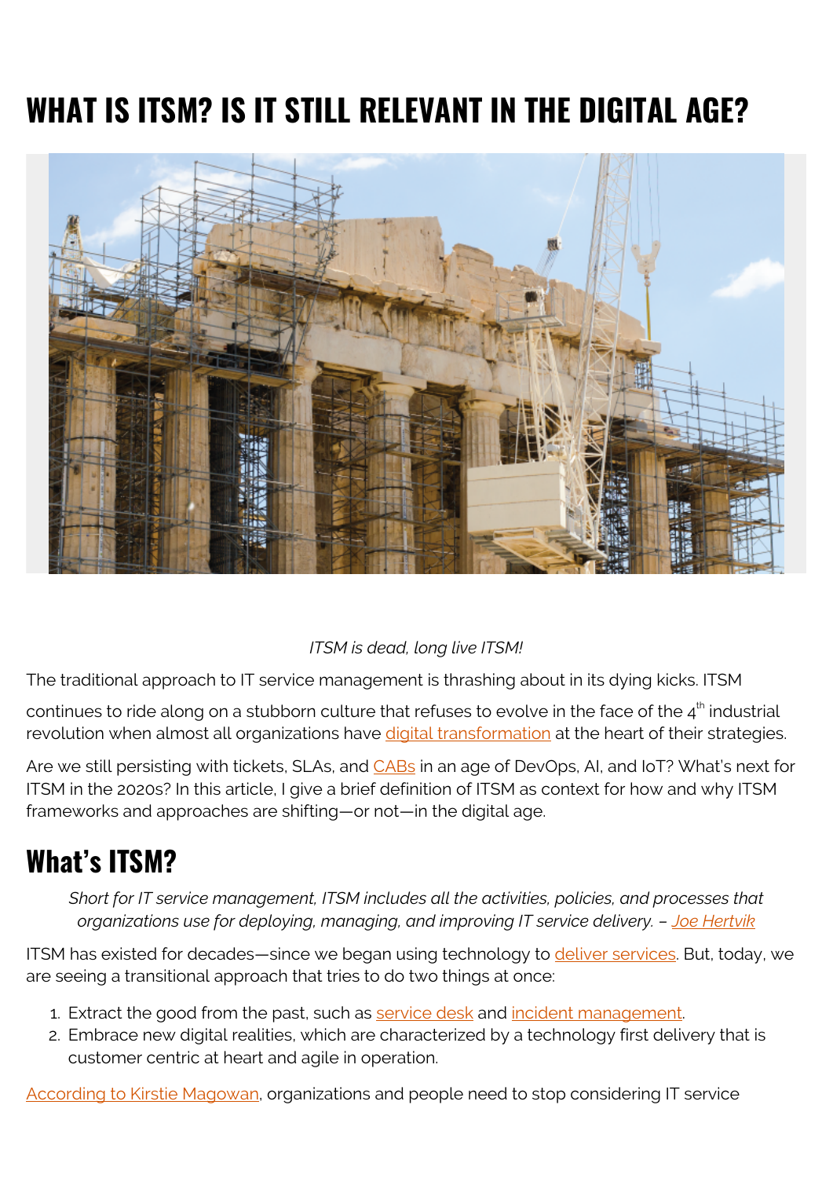# WHAT IS ITSM? IS IT STILL RELEVANT IN THE DIGITAL AGE?

*ITSM is dead, long live ITSM!*

The traditional approach to IT service management is thrashing about in its dying kicks. ITSM continues to ride along on a stubborn culture that refuses to evolve in the face of the 4th industrial revolution when almost all organizations have digital transformation at the heart of their strategies.

Are we still persisting with tickets, SLAs, and CABs in an age of DevOps, AI, and IoT? What's next for ITSM in the 2020s? In this article, I give a brief definition of ITSM as context for how and why ITSM frameworks and approaches are shifting—or not—in the digital age.

## What's ITSM?

> *Short for IT service management, ITSM includes all the activities, policies, and processes that organizations use for deploying, managing, and improving IT service delivery. – Joe Hertvik*

ITSM has existed for decades—since we began using technology to deliver services. But, today, we are seeing a transitional approach that tries to do two things at once:

1. Extract the good from the past, such as service desk and incident management.
2. Embrace new digital realities, which are characterized by a technology first delivery that is customer centric at heart and agile in operation.

According to Kirstie Magowan, organizations and people need to stop considering IT service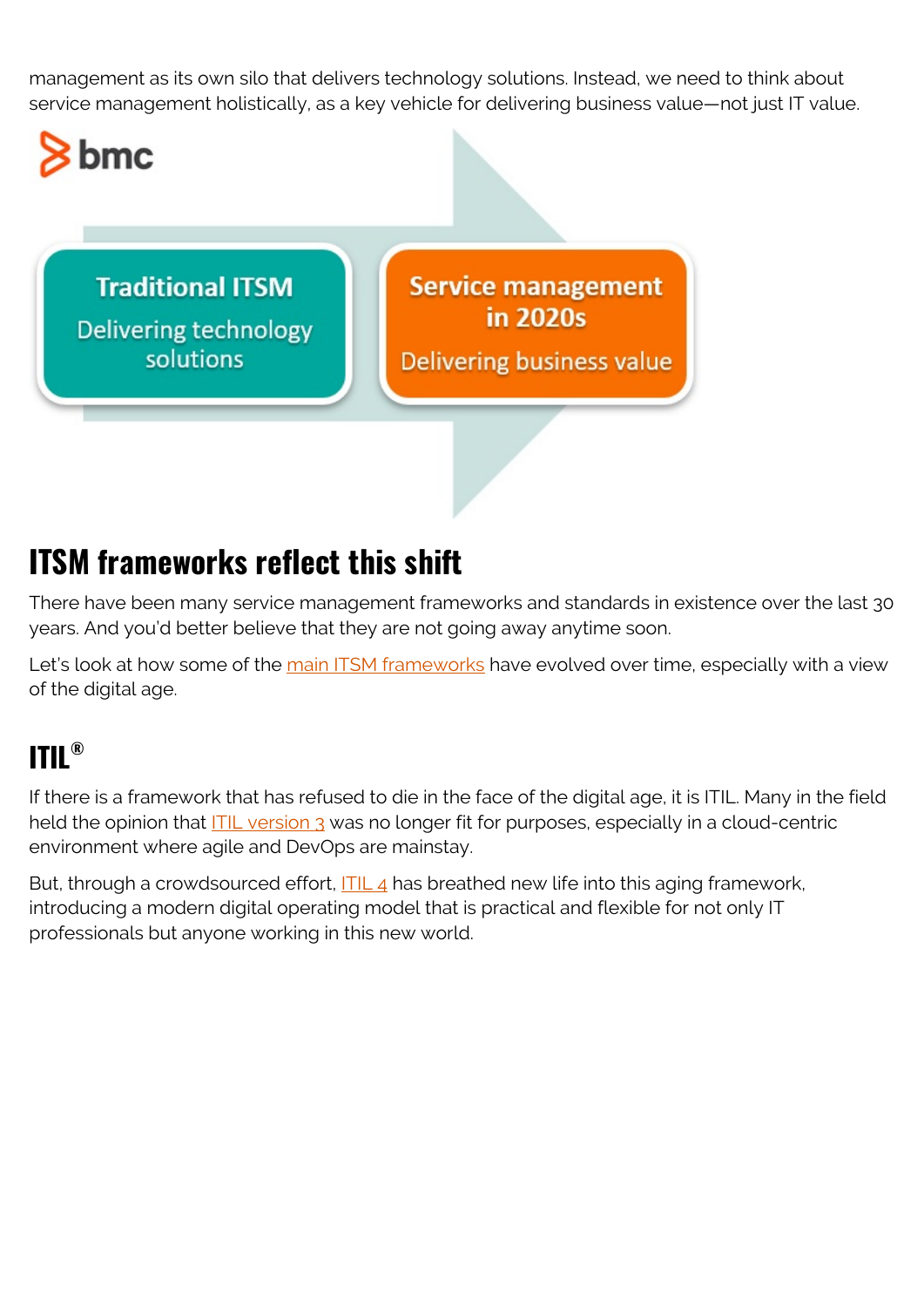management as its own silo that delivers technology solutions. Instead, we need to think about service management holistically, as a key vehicle for delivering business value—not just IT value.

## ITSM frameworks reflect this shift

There have been many service management frameworks and standards in existence over the last 30 years. And you'd better believe that they are not going away anytime soon.

Let's look at how some of the main ITSM frameworks have evolved over time, especially with a view of the digital age.

### ITIL®

If there is a framework that has refused to die in the face of the digital age, it is ITIL. Many in the field held the opinion that ITIL version 3 was no longer fit for purposes, especially in a cloud-centric environment where agile and DevOps are mainstay.

But, through a crowdsourced effort, ITIL 4 has breathed new life into this aging framework, introducing a modern digital operating model that is practical and flexible for not only IT professionals but anyone working in this new world.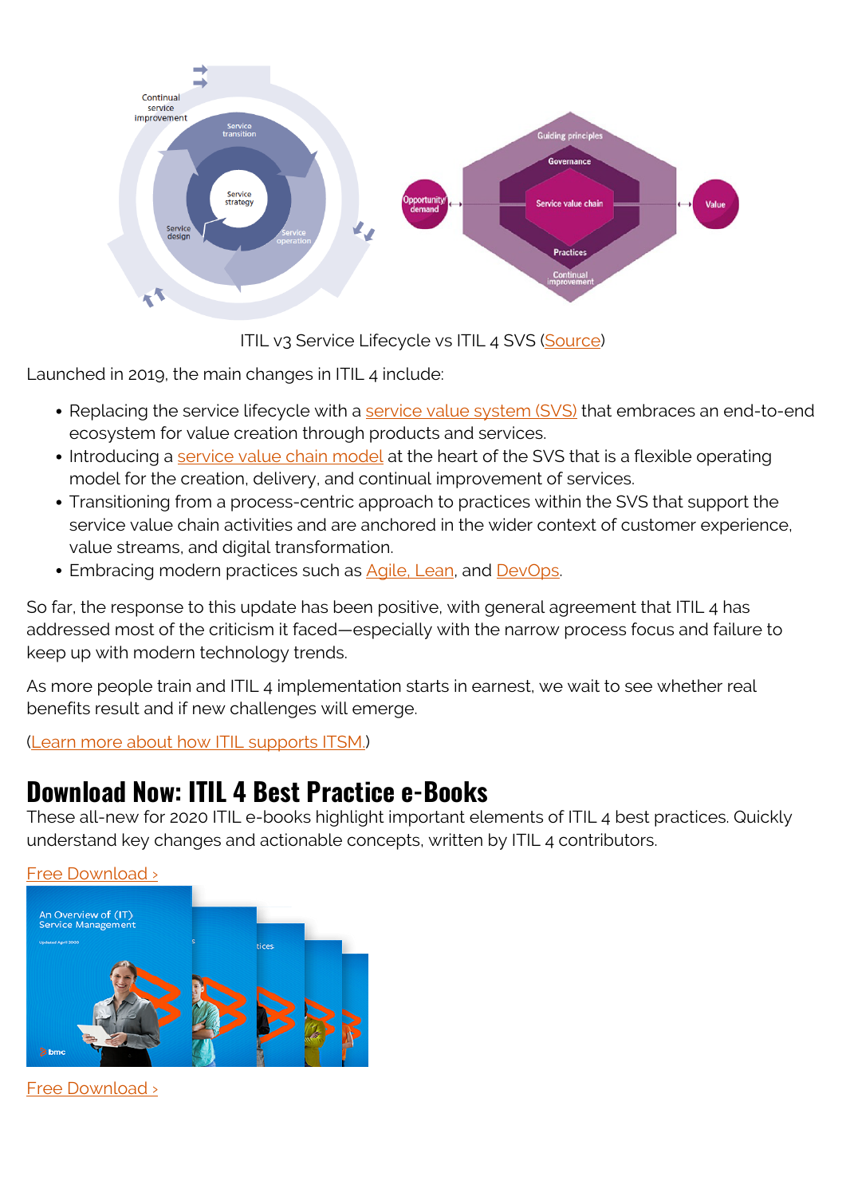ITIL v3 Service Lifecycle vs ITIL 4 SVS (Source)

Launched in 2019, the main changes in ITIL 4 include:

- Replacing the service lifecycle with a service value system (SVS) that embraces an end-to-end ecosystem for value creation through products and services.
- Introducing a service value chain model at the heart of the SVS that is a flexible operating model for the creation, delivery, and continual improvement of services.
- Transitioning from a process-centric approach to practices within the SVS that support the service value chain activities and are anchored in the wider context of customer experience, value streams, and digital transformation.
- Embracing modern practices such as Agile, Lean, and DevOps.

So far, the response to this update has been positive, with general agreement that ITIL 4 has addressed most of the criticism it faced—especially with the narrow process focus and failure to keep up with modern technology trends.

As more people train and ITIL 4 implementation starts in earnest, we wait to see whether real benefits result and if new challenges will emerge.

(Learn more about how ITIL supports ITSM.)

# Download Now: ITIL 4 Best Practice e-Books

These all-new for 2020 ITIL e-books highlight important elements of ITIL 4 best practices. Quickly understand key changes and actionable concepts, written by ITIL 4 contributors.

Free Download ›

Free Download ›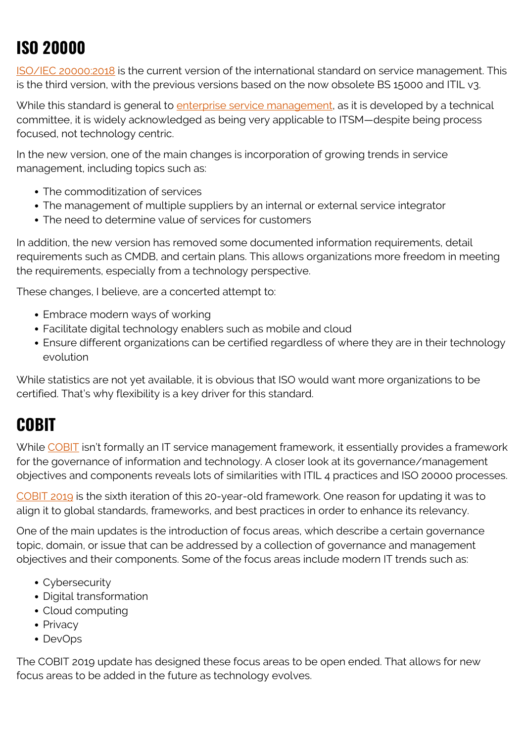## ISO 20000

ISO/IEC 20000:2018 is the current version of the international standard on service management. This is the third version, with the previous versions based on the now obsolete BS 15000 and ITIL v3.

While this standard is general to enterprise service management, as it is developed by a technical committee, it is widely acknowledged as being very applicable to ITSM—despite being process focused, not technology centric.

In the new version, one of the main changes is incorporation of growing trends in service management, including topics such as:

- The commoditization of services
- The management of multiple suppliers by an internal or external service integrator
- The need to determine value of services for customers

In addition, the new version has removed some documented information requirements, detail requirements such as CMDB, and certain plans. This allows organizations more freedom in meeting the requirements, especially from a technology perspective.

These changes, I believe, are a concerted attempt to:

- Embrace modern ways of working
- Facilitate digital technology enablers such as mobile and cloud
- Ensure different organizations can be certified regardless of where they are in their technology evolution

While statistics are not yet available, it is obvious that ISO would want more organizations to be certified. That's why flexibility is a key driver for this standard.

## COBIT

While COBIT isn't formally an IT service management framework, it essentially provides a framework for the governance of information and technology. A closer look at its governance/management objectives and components reveals lots of similarities with ITIL 4 practices and ISO 20000 processes.

COBIT 2019 is the sixth iteration of this 20-year-old framework. One reason for updating it was to align it to global standards, frameworks, and best practices in order to enhance its relevancy.

One of the main updates is the introduction of focus areas, which describe a certain governance topic, domain, or issue that can be addressed by a collection of governance and management objectives and their components. Some of the focus areas include modern IT trends such as:

- Cybersecurity
- Digital transformation
- Cloud computing
- Privacy
- DevOps

The COBIT 2019 update has designed these focus areas to be open ended. That allows for new focus areas to be added in the future as technology evolves.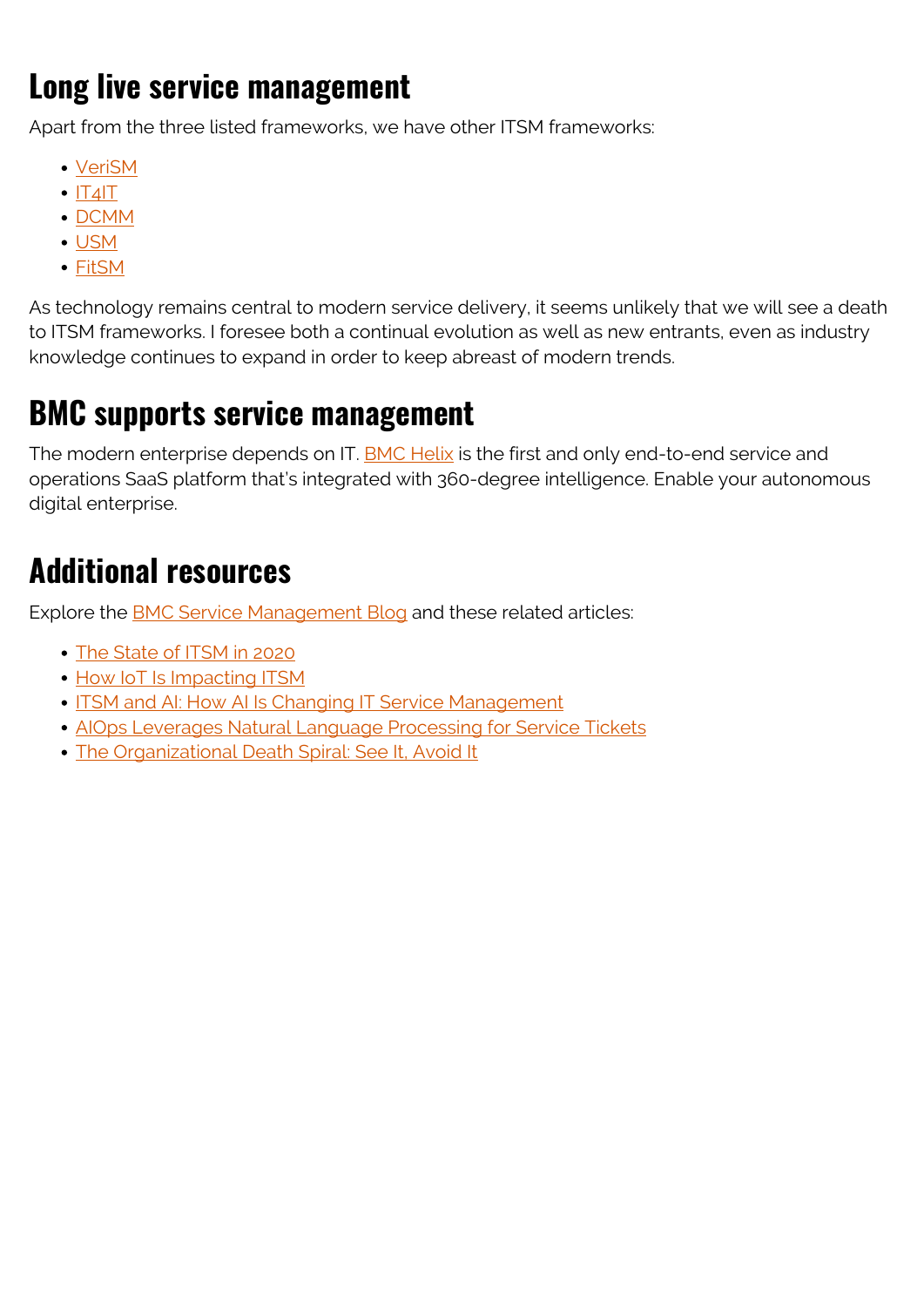## Long live service management

Apart from the three listed frameworks, we have other ITSM frameworks:

- VeriSM
- IT4IT
- DCMM
- USM
- FitSM

As technology remains central to modern service delivery, it seems unlikely that we will see a death to ITSM frameworks. I foresee both a continual evolution as well as new entrants, even as industry knowledge continues to expand in order to keep abreast of modern trends.

## BMC supports service management

The modern enterprise depends on IT. BMC Helix is the first and only end-to-end service and operations SaaS platform that's integrated with 360-degree intelligence. Enable your autonomous digital enterprise.

## Additional resources

Explore the BMC Service Management Blog and these related articles:

- The State of ITSM in 2020
- How IoT Is Impacting ITSM
- ITSM and AI: How AI Is Changing IT Service Management
- AIOps Leverages Natural Language Processing for Service Tickets
- The Organizational Death Spiral: See It, Avoid It